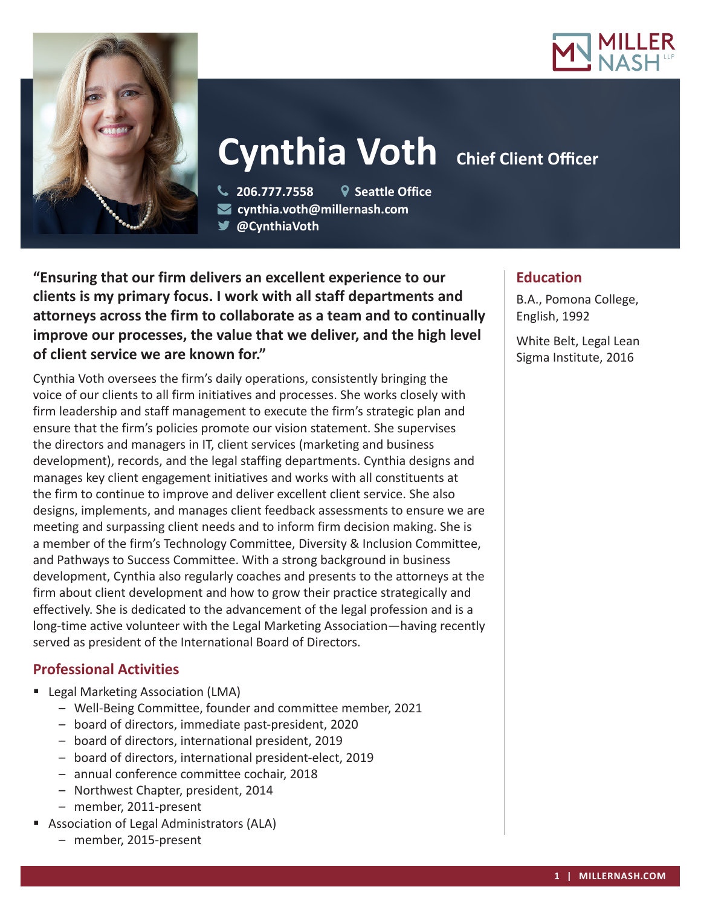# Cynthia Voth

**Chief Client Officer**

206.777.7558
Seattle Office
cynthia.voth@millernash.com
@CynthiaVoth

**"Ensuring that our firm delivers an excellent experience to our clients is my primary focus. I work with all staff departments and attorneys across the firm to collaborate as a team and to continually improve our processes, the value that we deliver, and the high level of client service we are known for."**

Cynthia Voth oversees the firm's daily operations, consistently bringing the voice of our clients to all firm initiatives and processes. She works closely with firm leadership and staff management to execute the firm's strategic plan and ensure that the firm's policies promote our vision statement. She supervises the directors and managers in IT, client services (marketing and business development), records, and the legal staffing departments. Cynthia designs and manages key client engagement initiatives and works with all constituents at the firm to continue to improve and deliver excellent client service. She also designs, implements, and manages client feedback assessments to ensure we are meeting and surpassing client needs and to inform firm decision making. She is a member of the firm's Technology Committee, Diversity & Inclusion Committee, and Pathways to Success Committee. With a strong background in business development, Cynthia also regularly coaches and presents to the attorneys at the firm about client development and how to grow their practice strategically and effectively. She is dedicated to the advancement of the legal profession and is a long-time active volunteer with the Legal Marketing Association—having recently served as president of the International Board of Directors.

## Professional Activities

- Legal Marketing Association (LMA)
  - Well-Being Committee, founder and committee member, 2021
  - board of directors, immediate past-president, 2020
  - board of directors, international president, 2019
  - board of directors, international president-elect, 2019
  - annual conference committee cochair, 2018
  - Northwest Chapter, president, 2014
  - member, 2011-present
- Association of Legal Administrators (ALA)
  - member, 2015-present

## Education

B.A., Pomona College, English, 1992

White Belt, Legal Lean Sigma Institute, 2016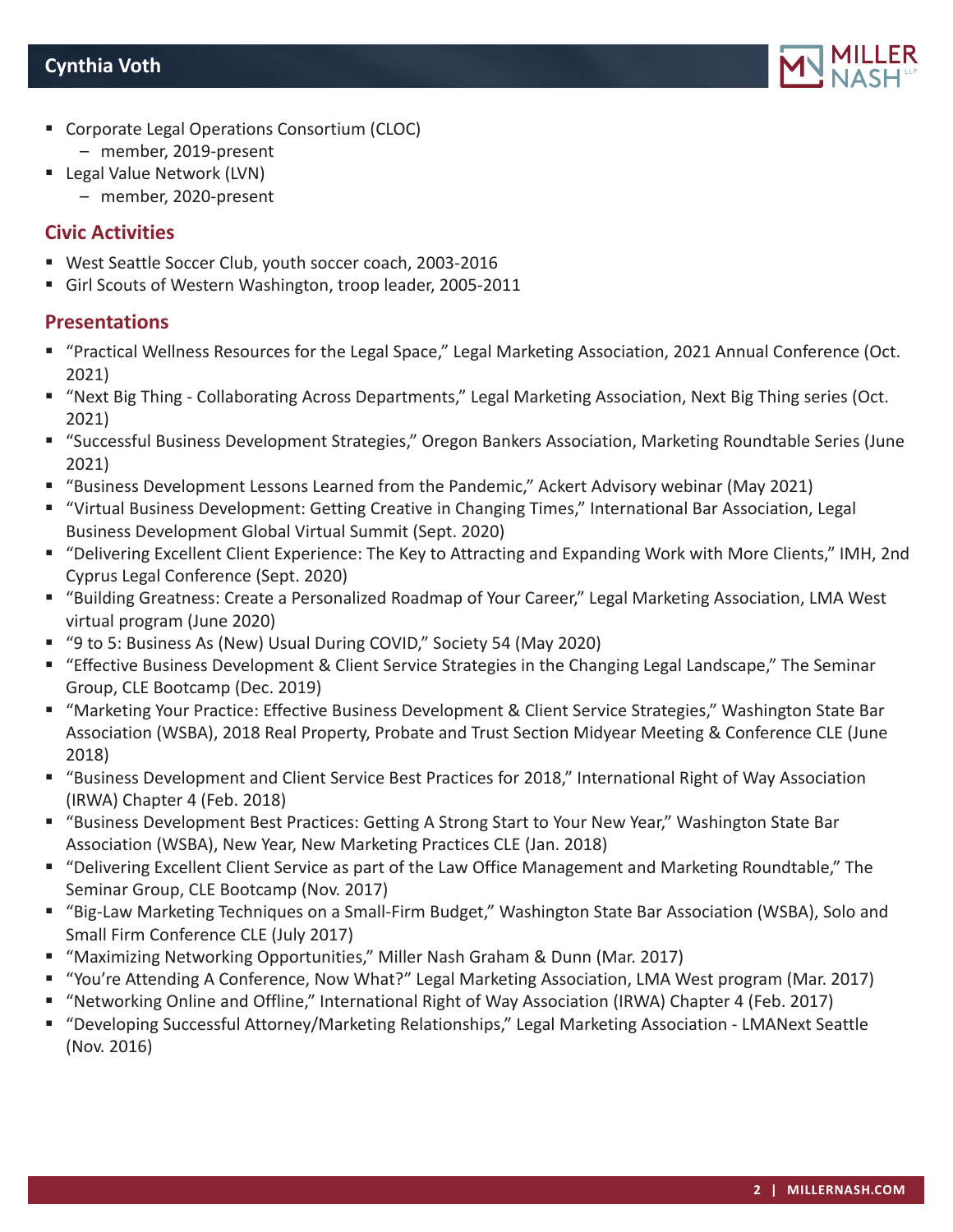- Corporate Legal Operations Consortium (CLOC)
  - member, 2019-present
- Legal Value Network (LVN)
  - member, 2020-present

## Civic Activities

- West Seattle Soccer Club, youth soccer coach, 2003-2016
- Girl Scouts of Western Washington, troop leader, 2005-2011

## Presentations

- "Practical Wellness Resources for the Legal Space," Legal Marketing Association, 2021 Annual Conference (Oct. 2021)
- "Next Big Thing - Collaborating Across Departments," Legal Marketing Association, Next Big Thing series (Oct. 2021)
- "Successful Business Development Strategies," Oregon Bankers Association, Marketing Roundtable Series (June 2021)
- "Business Development Lessons Learned from the Pandemic," Ackert Advisory webinar (May 2021)
- "Virtual Business Development: Getting Creative in Changing Times," International Bar Association, Legal Business Development Global Virtual Summit (Sept. 2020)
- "Delivering Excellent Client Experience: The Key to Attracting and Expanding Work with More Clients," IMH, 2nd Cyprus Legal Conference (Sept. 2020)
- "Building Greatness: Create a Personalized Roadmap of Your Career," Legal Marketing Association, LMA West virtual program (June 2020)
- "9 to 5: Business As (New) Usual During COVID," Society 54 (May 2020)
- "Effective Business Development & Client Service Strategies in the Changing Legal Landscape," The Seminar Group, CLE Bootcamp (Dec. 2019)
- "Marketing Your Practice: Effective Business Development & Client Service Strategies," Washington State Bar Association (WSBA), 2018 Real Property, Probate and Trust Section Midyear Meeting & Conference CLE (June 2018)
- "Business Development and Client Service Best Practices for 2018," International Right of Way Association (IRWA) Chapter 4 (Feb. 2018)
- "Business Development Best Practices: Getting A Strong Start to Your New Year," Washington State Bar Association (WSBA), New Year, New Marketing Practices CLE (Jan. 2018)
- "Delivering Excellent Client Service as part of the Law Office Management and Marketing Roundtable," The Seminar Group, CLE Bootcamp (Nov. 2017)
- "Big-Law Marketing Techniques on a Small-Firm Budget," Washington State Bar Association (WSBA), Solo and Small Firm Conference CLE (July 2017)
- "Maximizing Networking Opportunities," Miller Nash Graham & Dunn (Mar. 2017)
- "You're Attending A Conference, Now What?" Legal Marketing Association, LMA West program (Mar. 2017)
- "Networking Online and Offline," International Right of Way Association (IRWA) Chapter 4 (Feb. 2017)
- "Developing Successful Attorney/Marketing Relationships," Legal Marketing Association - LMANext Seattle (Nov. 2016)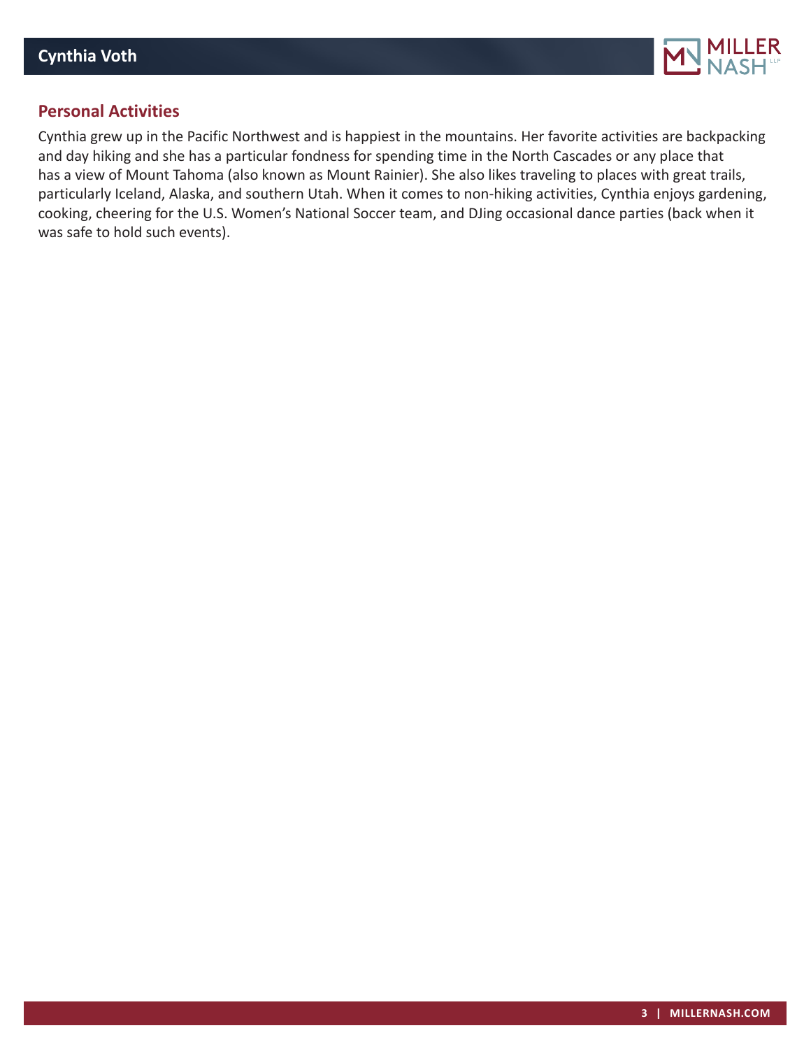## Personal Activities

Cynthia grew up in the Pacific Northwest and is happiest in the mountains. Her favorite activities are backpacking and day hiking and she has a particular fondness for spending time in the North Cascades or any place that has a view of Mount Tahoma (also known as Mount Rainier). She also likes traveling to places with great trails, particularly Iceland, Alaska, and southern Utah. When it comes to non-hiking activities, Cynthia enjoys gardening, cooking, cheering for the U.S. Women's National Soccer team, and DJing occasional dance parties (back when it was safe to hold such events).